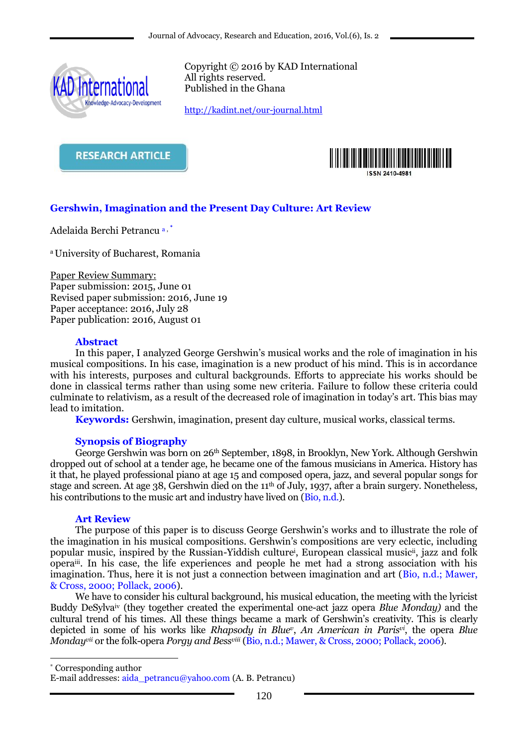Copyright © 2016 by KAD International
All rights reserved.
Published in the Ghana

http://kadint.net/our-journal.html

RESEARCH ARTICLE

ISSN 2410-4981

# Gershwin, Imagination and the Present Day Culture: Art Review

Adelaida Berchi Petrancu [a, *]

[a] University of Bucharest, Romania

Paper Review Summary:
Paper submission: 2015, June 01
Revised paper submission: 2016, June 19
Paper acceptance: 2016, July 28
Paper publication: 2016, August 01

## Abstract

In this paper, I analyzed George Gershwin's musical works and the role of imagination in his musical compositions. In his case, imagination is a new product of his mind. This is in accordance with his interests, purposes and cultural backgrounds. Efforts to appreciate his works should be done in classical terms rather than using some new criteria. Failure to follow these criteria could culminate to relativism, as a result of the decreased role of imagination in today's art. This bias may lead to imitation.

**Keywords:** Gershwin, imagination, present day culture, musical works, classical terms.

## Synopsis of Biography

George Gershwin was born on 26th September, 1898, in Brooklyn, New York. Although Gershwin dropped out of school at a tender age, he became one of the famous musicians in America. History has it that, he played professional piano at age 15 and composed opera, jazz, and several popular songs for stage and screen. At age 38, Gershwin died on the 11th of July, 1937, after a brain surgery. Nonetheless, his contributions to the music art and industry have lived on (Bio, n.d.).

## Art Review

The purpose of this paper is to discuss George Gershwin's works and to illustrate the role of the imagination in his musical compositions. Gershwin's compositions are very eclectic, including popular music, inspired by the Russian-Yiddish culture[i], European classical music[ii], jazz and folk opera[iii]. In his case, the life experiences and people he met had a strong association with his imagination. Thus, here it is not just a connection between imagination and art (Bio, n.d.; Mawer, & Cross, 2000; Pollack, 2006).

We have to consider his cultural background, his musical education, the meeting with the lyricist Buddy DeSylva[iv] (they together created the experimental one-act jazz opera *Blue Monday)* and the cultural trend of his times. All these things became a mark of Gershwin's creativity. This is clearly depicted in some of his works like *Rhapsody in Blue*[v], *An American in Paris*[vi], the opera *Blue Monday*[vii] or the folk-opera *Porgy and Bess*[viii] (Bio, n.d.; Mawer, & Cross, 2000; Pollack, 2006).

---

* Corresponding author
E-mail addresses: aida_petrancu@yahoo.com (A. B. Petrancu)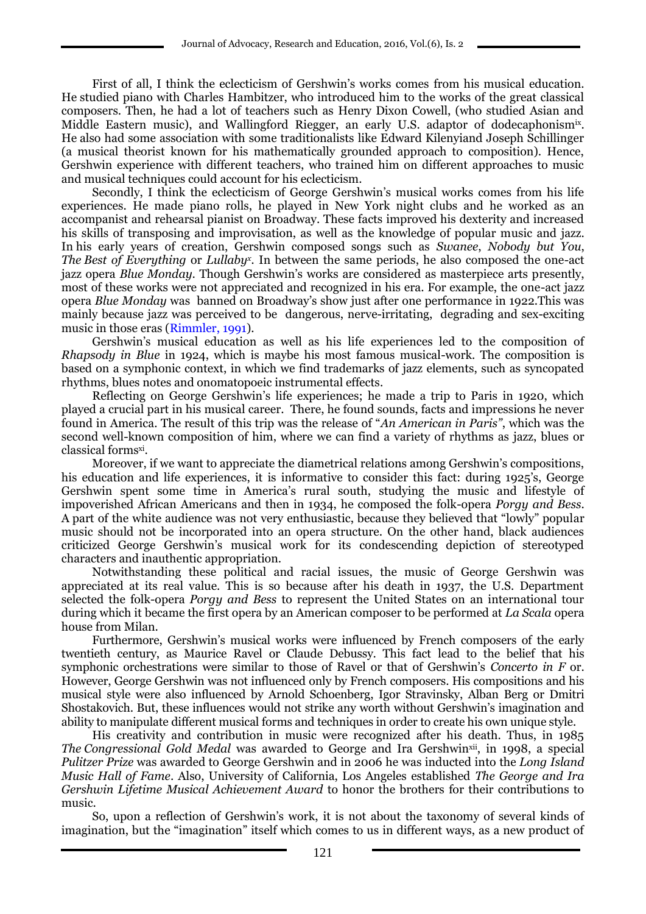First of all, I think the eclecticism of Gershwin's works comes from his musical education. He studied piano with Charles Hambitzer, who introduced him to the works of the great classical composers. Then, he had a lot of teachers such as Henry Dixon Cowell, (who studied Asian and Middle Eastern music), and Wallingford Riegger, an early U.S. adaptor of dodecaphonism[ix]. He also had some association with some traditionalists like Edward Kilenyiand Joseph Schillinger (a musical theorist known for his mathematically grounded approach to composition). Hence, Gershwin experience with different teachers, who trained him on different approaches to music and musical techniques could account for his eclecticism.

Secondly, I think the eclecticism of George Gershwin's musical works comes from his life experiences. He made piano rolls, he played in New York night clubs and he worked as an accompanist and rehearsal pianist on Broadway. These facts improved his dexterity and increased his skills of transposing and improvisation, as well as the knowledge of popular music and jazz. In his early years of creation, Gershwin composed songs such as *Swanee*, *Nobody but You*, *The Best of Everything* or *Lullaby*[x]. In between the same periods, he also composed the one-act jazz opera *Blue Monday*. Though Gershwin's works are considered as masterpiece arts presently, most of these works were not appreciated and recognized in his era. For example, the one-act jazz opera *Blue Monday* was banned on Broadway's show just after one performance in 1922.This was mainly because jazz was perceived to be dangerous, nerve-irritating, degrading and sex-exciting music in those eras (Rimmler, 1991).

Gershwin's musical education as well as his life experiences led to the composition of *Rhapsody in Blue* in 1924, which is maybe his most famous musical-work. The composition is based on a symphonic context, in which we find trademarks of jazz elements, such as syncopated rhythms, blues notes and onomatopoeic instrumental effects.

Reflecting on George Gershwin's life experiences; he made a trip to Paris in 1920, which played a crucial part in his musical career. There, he found sounds, facts and impressions he never found in America. The result of this trip was the release of "*An American in Paris*", which was the second well-known composition of him, where we can find a variety of rhythms as jazz, blues or classical forms[xi].

Moreover, if we want to appreciate the diametrical relations among Gershwin's compositions, his education and life experiences, it is informative to consider this fact: during 1925's, George Gershwin spent some time in America's rural south, studying the music and lifestyle of impoverished African Americans and then in 1934, he composed the folk-opera *Porgy and Bess*. A part of the white audience was not very enthusiastic, because they believed that "lowly" popular music should not be incorporated into an opera structure. On the other hand, black audiences criticized George Gershwin's musical work for its condescending depiction of stereotyped characters and inauthentic appropriation.

Notwithstanding these political and racial issues, the music of George Gershwin was appreciated at its real value. This is so because after his death in 1937, the U.S. Department selected the folk-opera *Porgy and Bess* to represent the United States on an international tour during which it became the first opera by an American composer to be performed at *La Scala* opera house from Milan.

Furthermore, Gershwin's musical works were influenced by French composers of the early twentieth century, as Maurice Ravel or Claude Debussy. This fact lead to the belief that his symphonic orchestrations were similar to those of Ravel or that of Gershwin's *Concerto in F* or. However, George Gershwin was not influenced only by French composers. His compositions and his musical style were also influenced by Arnold Schoenberg, Igor Stravinsky, Alban Berg or Dmitri Shostakovich. But, these influences would not strike any worth without Gershwin's imagination and ability to manipulate different musical forms and techniques in order to create his own unique style.

His creativity and contribution in music were recognized after his death. Thus, in 1985 *The Congressional Gold Medal* was awarded to George and Ira Gershwin[xii], in 1998, a special *Pulitzer Prize* was awarded to George Gershwin and in 2006 he was inducted into the *Long Island Music Hall of Fame*. Also, University of California, Los Angeles established *The George and Ira Gershwin Lifetime Musical Achievement Award* to honor the brothers for their contributions to music.

So, upon a reflection of Gershwin's work, it is not about the taxonomy of several kinds of imagination, but the "imagination" itself which comes to us in different ways, as a new product of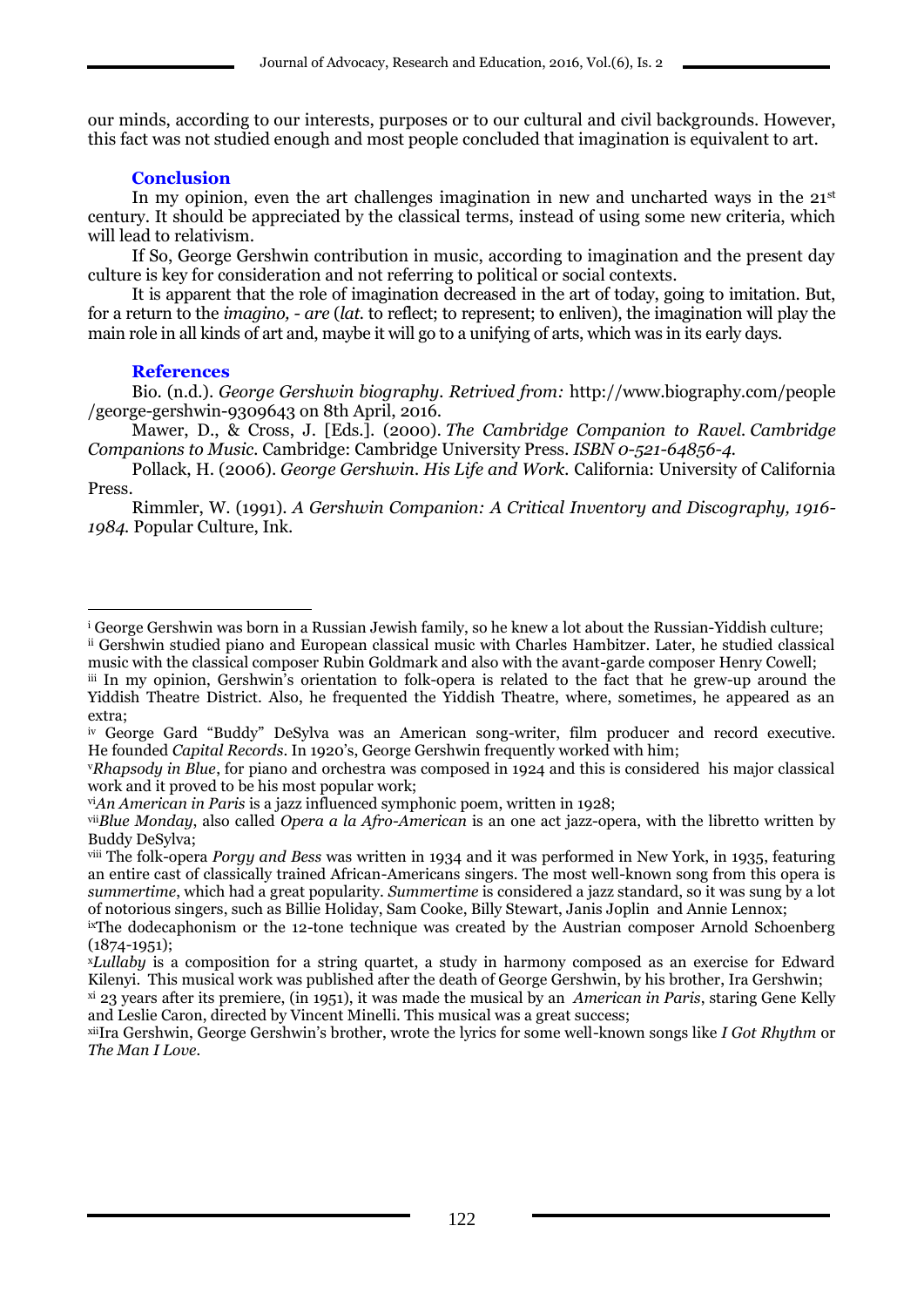our minds, according to our interests, purposes or to our cultural and civil backgrounds. However, this fact was not studied enough and most people concluded that imagination is equivalent to art.

## Conclusion

In my opinion, even the art challenges imagination in new and uncharted ways in the 21st century. It should be appreciated by the classical terms, instead of using some new criteria, which will lead to relativism.

If So, George Gershwin contribution in music, according to imagination and the present day culture is key for consideration and not referring to political or social contexts.

It is apparent that the role of imagination decreased in the art of today, going to imitation. But, for a return to the *imagino, - are* (*lat.* to reflect; to represent; to enliven), the imagination will play the main role in all kinds of art and, maybe it will go to a unifying of arts, which was in its early days.

## References

Bio. (n.d.). *George Gershwin biography. Retrived from:* http://www.biography.com/people /george-gershwin-9309643 on 8th April, 2016.

Mawer, D., & Cross, J. [Eds.]. (2000). *The Cambridge Companion to Ravel. Cambridge Companions to Music.* Cambridge: Cambridge University Press. *ISBN 0-521-64856-4.*

Pollack, H. (2006). *George Gershwin. His Life and Work.* California: University of California Press.

Rimmler, W. (1991). *A Gershwin Companion: A Critical Inventory and Discography, 1916-1984.* Popular Culture, Ink.

---

[i] George Gershwin was born in a Russian Jewish family, so he knew a lot about the Russian-Yiddish culture;

[ii] Gershwin studied piano and European classical music with Charles Hambitzer. Later, he studied classical music with the classical composer Rubin Goldmark and also with the avant-garde composer Henry Cowell;

[iii] In my opinion, Gershwin's orientation to folk-opera is related to the fact that he grew-up around the Yiddish Theatre District. Also, he frequented the Yiddish Theatre, where, sometimes, he appeared as an extra;

[iv] George Gard "Buddy" DeSylva was an American song-writer, film producer and record executive. He founded *Capital Records*. In 1920's, George Gershwin frequently worked with him;

[v] *Rhapsody in Blue*, for piano and orchestra was composed in 1924 and this is considered his major classical work and it proved to be his most popular work;

[vi] *An American in Paris* is a jazz influenced symphonic poem, written in 1928;

[vii] *Blue Monday*, also called *Opera a la Afro-American* is an one act jazz-opera, with the libretto written by Buddy DeSylva;

[viii] The folk-opera *Porgy and Bess* was written in 1934 and it was performed in New York, in 1935, featuring an entire cast of classically trained African-Americans singers. The most well-known song from this opera is *summertime*, which had a great popularity. *Summertime* is considered a jazz standard, so it was sung by a lot of notorious singers, such as Billie Holiday, Sam Cooke, Billy Stewart, Janis Joplin and Annie Lennox;

[ix] The dodecaphonism or the 12-tone technique was created by the Austrian composer Arnold Schoenberg (1874-1951);

[x] *Lullaby* is a composition for a string quartet, a study in harmony composed as an exercise for Edward Kilenyi. This musical work was published after the death of George Gershwin, by his brother, Ira Gershwin;

[xi] 23 years after its premiere, (in 1951), it was made the musical by an *American in Paris*, staring Gene Kelly and Leslie Caron, directed by Vincent Minelli. This musical was a great success;

[xii] Ira Gershwin, George Gershwin's brother, wrote the lyrics for some well-known songs like *I Got Rhythm* or *The Man I Love*.